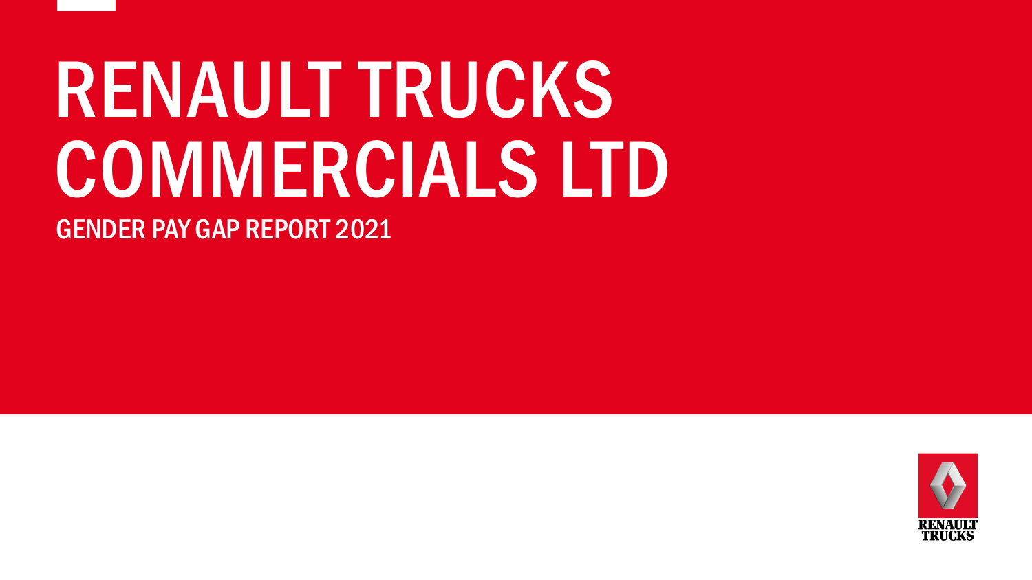# RENAULT TRUCKS COMMERCIALS LTD

## GENDER PAY GAP REPORT 2021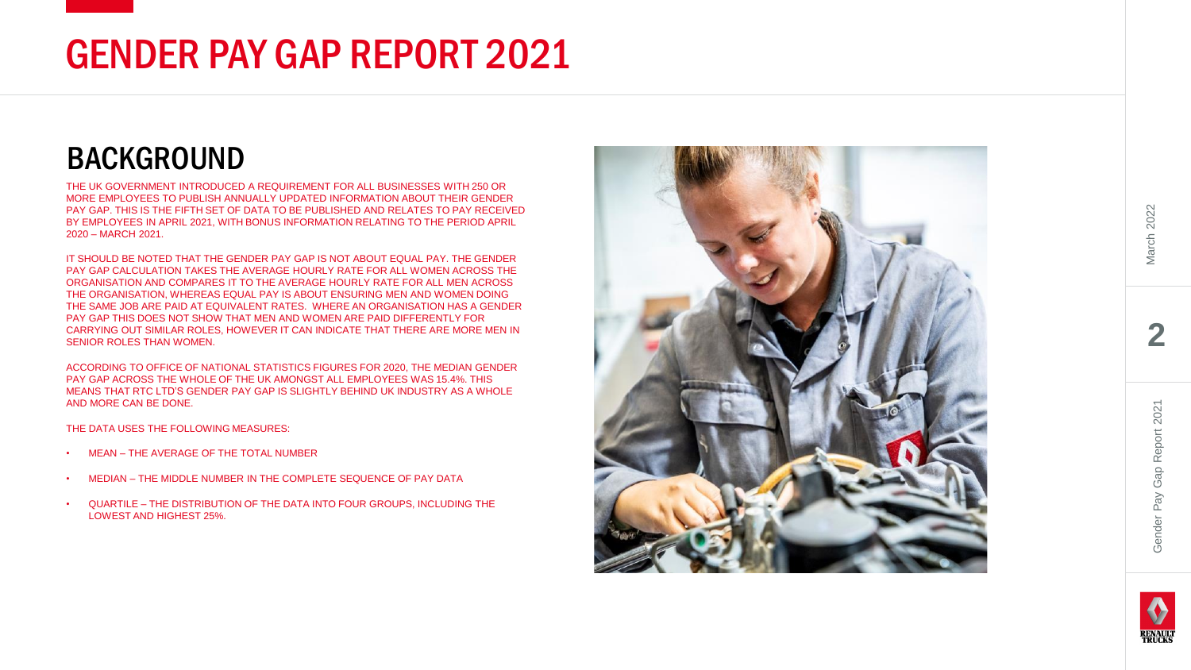# GENDER PAY GAP REPORT 2021

## BACKGROUND

THE UK GOVERNMENT INTRODUCED A REQUIREMENT FOR ALL BUSINESSES WITH 250 OR MORE EMPLOYEES TO PUBLISH ANNUALLY UPDATED INFORMATION ABOUT THEIR GENDER PAY GAP. THIS IS THE FIFTH SET OF DATA TO BE PUBLISHED AND RELATES TO PAY RECEIVED BY EMPLOYEES IN APRIL 2021, WITH BONUS INFORMATION RELATING TO THE PERIOD APRIL 2020 – MARCH 2021.

IT SHOULD BE NOTED THAT THE GENDER PAY GAP IS NOT ABOUT EQUAL PAY. THE GENDER PAY GAP CALCULATION TAKES THE AVERAGE HOURLY RATE FOR ALL WOMEN ACROSS THE ORGANISATION AND COMPARES IT TO THE AVERAGE HOURLY RATE FOR ALL MEN ACROSS THE ORGANISATION, WHEREAS EQUAL PAY IS ABOUT ENSURING MEN AND WOMEN DOING THE SAME JOB ARE PAID AT EQUIVALENT RATES. WHERE AN ORGANISATION HAS A GENDER PAY GAP THIS DOES NOT SHOW THAT MEN AND WOMEN ARE PAID DIFFERENTLY FOR CARRYING OUT SIMILAR ROLES, HOWEVER IT CAN INDICATE THAT THERE ARE MORE MEN IN SENIOR ROLES THAN WOMEN.

ACCORDING TO OFFICE OF NATIONAL STATISTICS FIGURES FOR 2020, THE MEDIAN GENDER PAY GAP ACROSS THE WHOLE OF THE UK AMONGST ALL EMPLOYEES WAS 15.4%. THIS MEANS THAT RTC LTD'S GENDER PAY GAP IS SLIGHTLY BEHIND UK INDUSTRY AS A WHOLE AND MORE CAN BE DONE.

THE DATA USES THE FOLLOWING MEASURES:

- MEAN – THE AVERAGE OF THE TOTAL NUMBER
- MEDIAN – THE MIDDLE NUMBER IN THE COMPLETE SEQUENCE OF PAY DATA
- QUARTILE – THE DISTRIBUTION OF THE DATA INTO FOUR GROUPS, INCLUDING THE LOWEST AND HIGHEST 25%.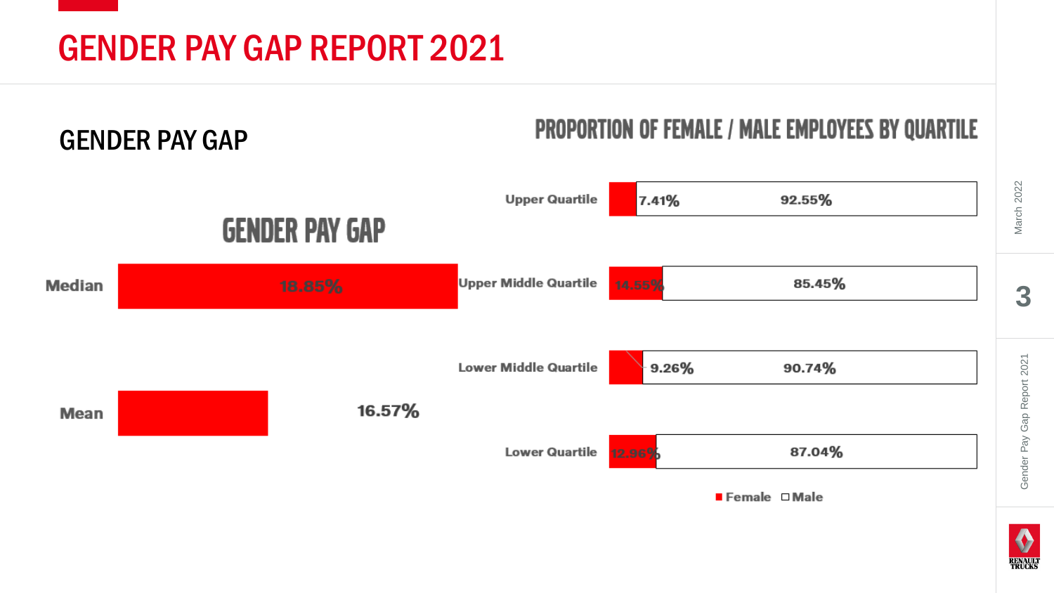# GENDER PAY GAP REPORT 2021

## GENDER PAY GAP

GENDER PAY GAP

Median

18.85%

Mean

16.57%

## PROPORTION OF FEMALE / MALE EMPLOYEES BY QUARTILE

Upper Quartile

7.41%

92.55%

Upper Middle Quartile

14.55%

85.45%

Lower Middle Quartile

9.26%

90.74%

Lower Quartile

12.96%

87.04%

Female Male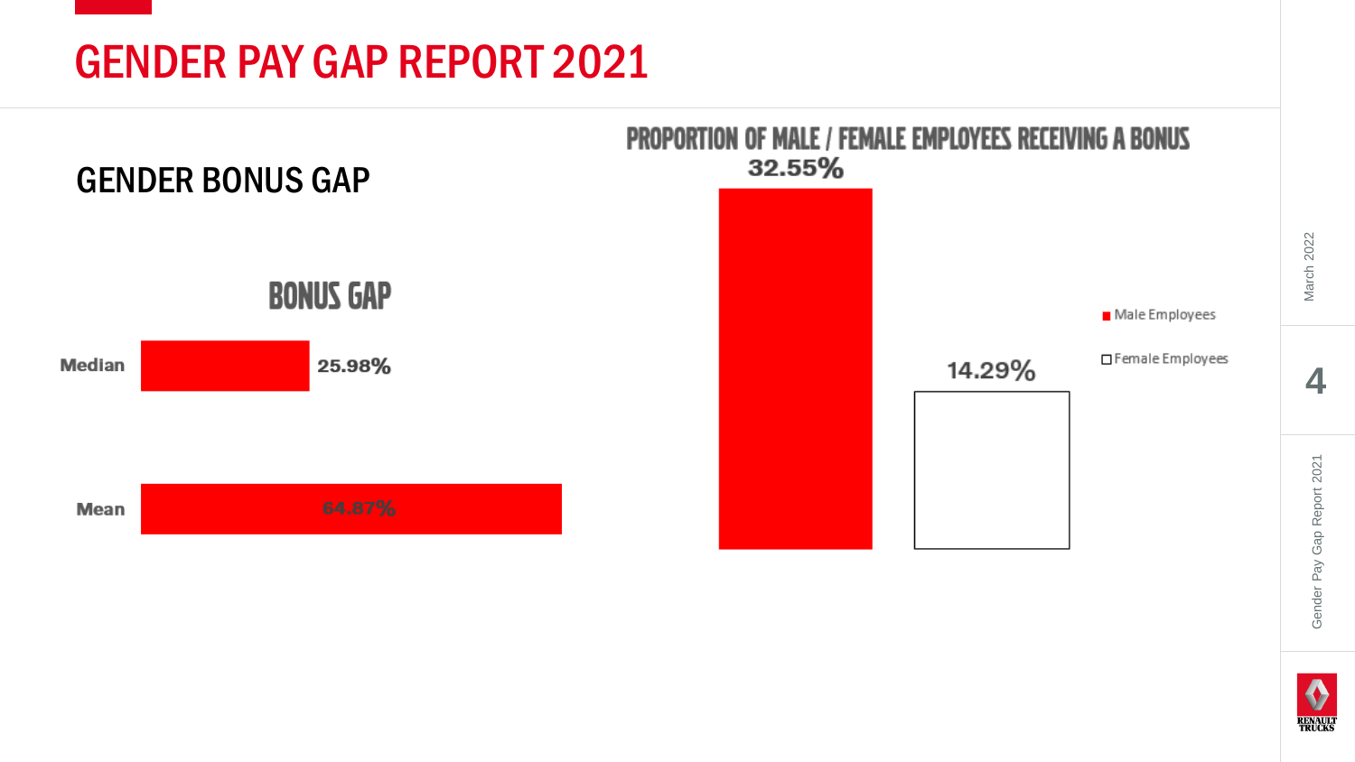# GENDER PAY GAP REPORT 2021

## GENDER BONUS GAP

BONUS GAP

Median 25.98%

Mean 64.87%

PROPORTION OF MALE / FEMALE EMPLOYEES RECEIVING A BONUS

32.55%

14.29%

Male Employees

Female Employees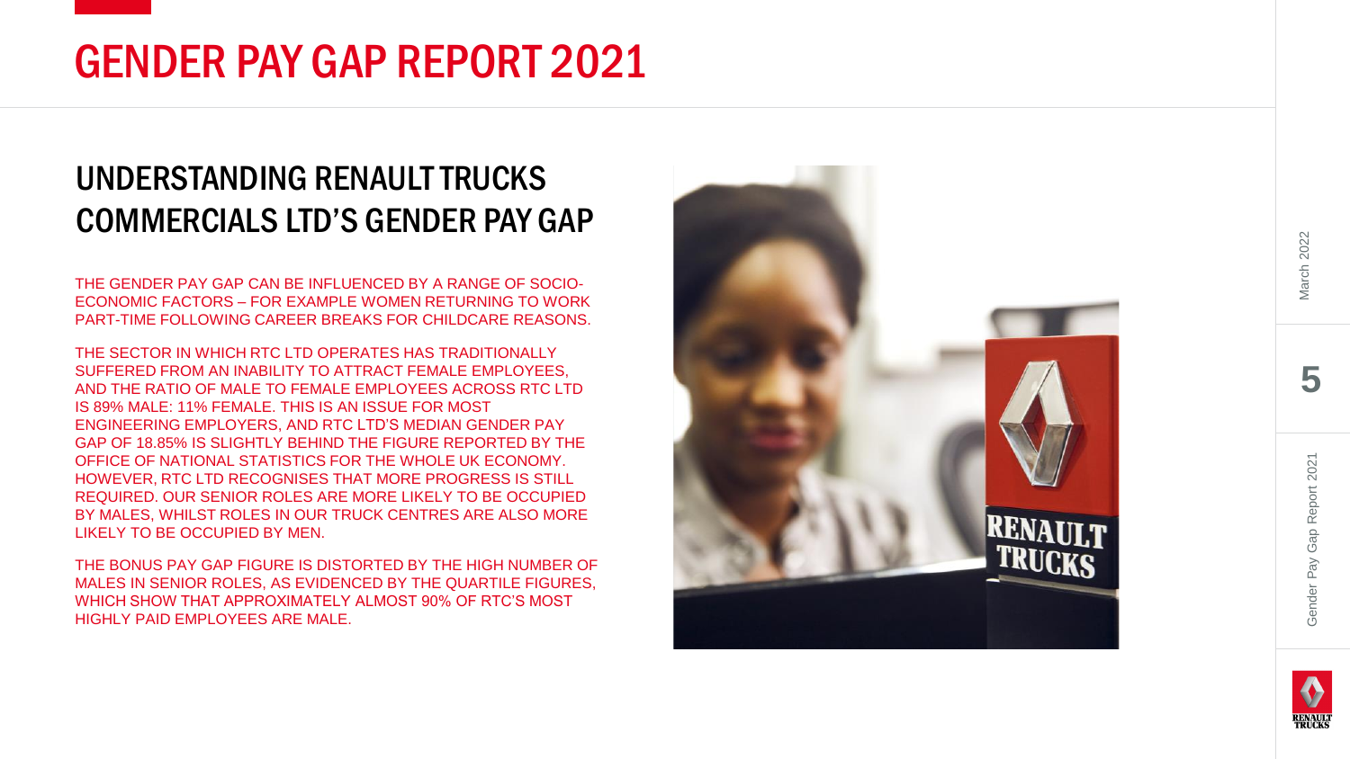# GENDER PAY GAP REPORT 2021

## UNDERSTANDING RENAULT TRUCKS COMMERCIALS LTD'S GENDER PAY GAP

THE GENDER PAY GAP CAN BE INFLUENCED BY A RANGE OF SOCIO-ECONOMIC FACTORS – FOR EXAMPLE WOMEN RETURNING TO WORK PART-TIME FOLLOWING CAREER BREAKS FOR CHILDCARE REASONS.

THE SECTOR IN WHICH RTC LTD OPERATES HAS TRADITIONALLY SUFFERED FROM AN INABILITY TO ATTRACT FEMALE EMPLOYEES, AND THE RATIO OF MALE TO FEMALE EMPLOYEES ACROSS RTC LTD IS 89% MALE: 11% FEMALE. THIS IS AN ISSUE FOR MOST ENGINEERING EMPLOYERS, AND RTC LTD'S MEDIAN GENDER PAY GAP OF 18.85% IS SLIGHTLY BEHIND THE FIGURE REPORTED BY THE OFFICE OF NATIONAL STATISTICS FOR THE WHOLE UK ECONOMY. HOWEVER, RTC LTD RECOGNISES THAT MORE PROGRESS IS STILL REQUIRED. OUR SENIOR ROLES ARE MORE LIKELY TO BE OCCUPIED BY MALES, WHILST ROLES IN OUR TRUCK CENTRES ARE ALSO MORE LIKELY TO BE OCCUPIED BY MEN.

THE BONUS PAY GAP FIGURE IS DISTORTED BY THE HIGH NUMBER OF MALES IN SENIOR ROLES, AS EVIDENCED BY THE QUARTILE FIGURES, WHICH SHOW THAT APPROXIMATELY ALMOST 90% OF RTC'S MOST HIGHLY PAID EMPLOYEES ARE MALE.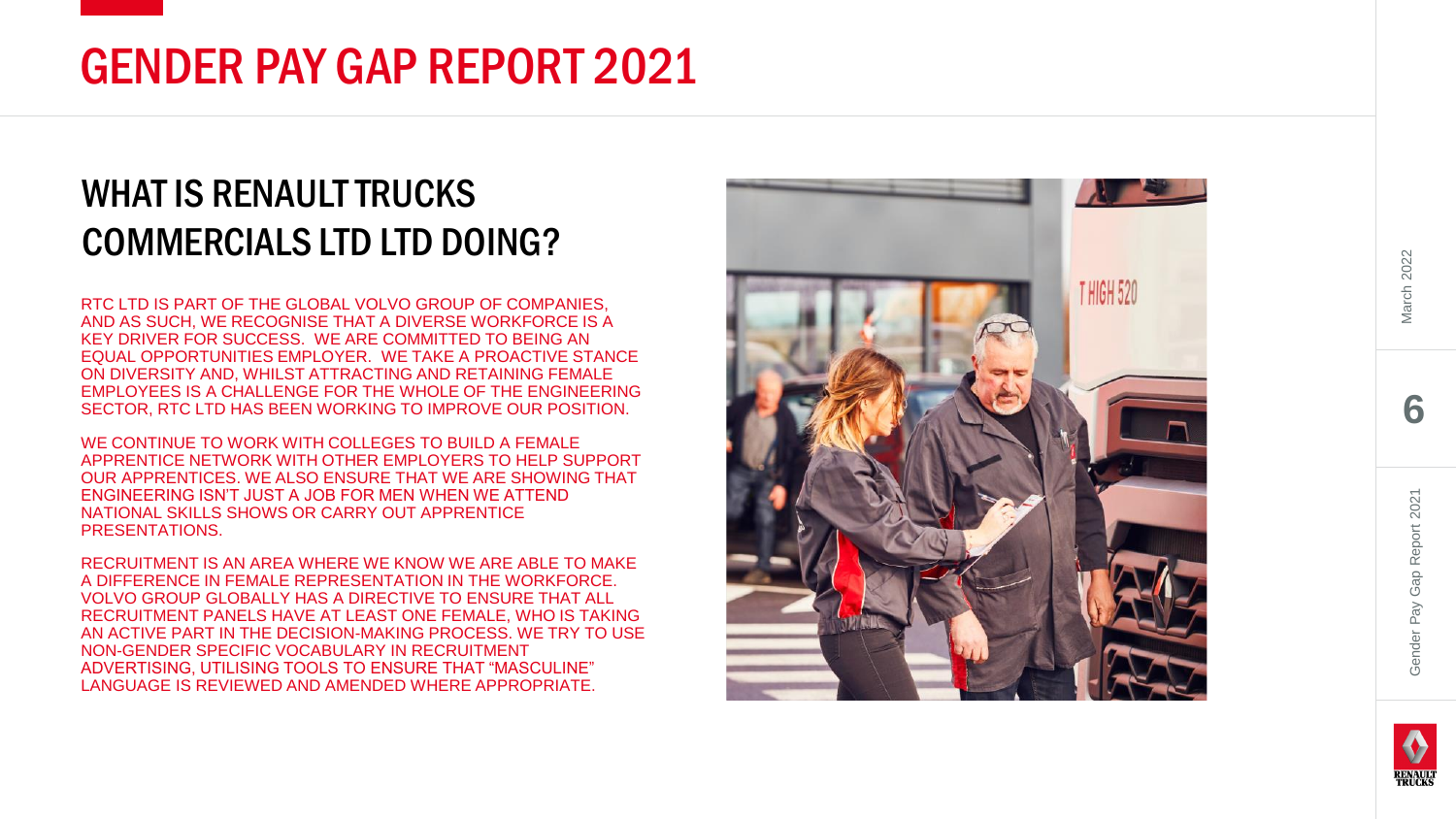# GENDER PAY GAP REPORT 2021

## WHAT IS RENAULT TRUCKS COMMERCIALS LTD LTD DOING?

RTC LTD IS PART OF THE GLOBAL VOLVO GROUP OF COMPANIES, AND AS SUCH, WE RECOGNISE THAT A DIVERSE WORKFORCE IS A KEY DRIVER FOR SUCCESS. WE ARE COMMITTED TO BEING AN EQUAL OPPORTUNITIES EMPLOYER. WE TAKE A PROACTIVE STANCE ON DIVERSITY AND, WHILST ATTRACTING AND RETAINING FEMALE EMPLOYEES IS A CHALLENGE FOR THE WHOLE OF THE ENGINEERING SECTOR, RTC LTD HAS BEEN WORKING TO IMPROVE OUR POSITION.

WE CONTINUE TO WORK WITH COLLEGES TO BUILD A FEMALE APPRENTICE NETWORK WITH OTHER EMPLOYERS TO HELP SUPPORT OUR APPRENTICES. WE ALSO ENSURE THAT WE ARE SHOWING THAT ENGINEERING ISN'T JUST A JOB FOR MEN WHEN WE ATTEND NATIONAL SKILLS SHOWS OR CARRY OUT APPRENTICE PRESENTATIONS.

RECRUITMENT IS AN AREA WHERE WE KNOW WE ARE ABLE TO MAKE A DIFFERENCE IN FEMALE REPRESENTATION IN THE WORKFORCE. VOLVO GROUP GLOBALLY HAS A DIRECTIVE TO ENSURE THAT ALL RECRUITMENT PANELS HAVE AT LEAST ONE FEMALE, WHO IS TAKING AN ACTIVE PART IN THE DECISION-MAKING PROCESS. WE TRY TO USE NON-GENDER SPECIFIC VOCABULARY IN RECRUITMENT ADVERTISING, UTILISING TOOLS TO ENSURE THAT "MASCULINE" LANGUAGE IS REVIEWED AND AMENDED WHERE APPROPRIATE.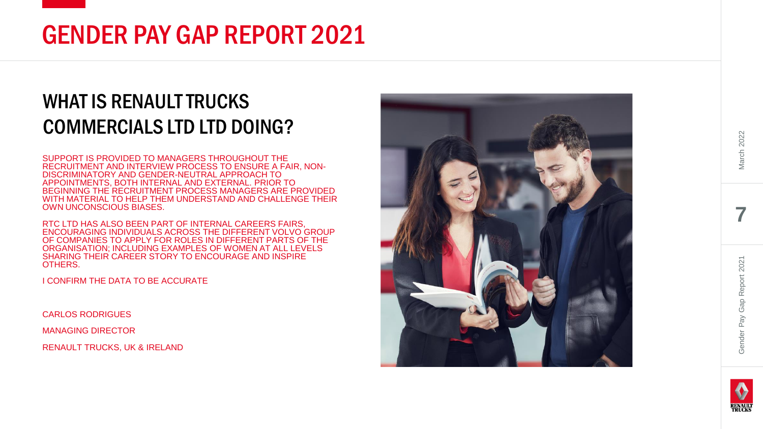# GENDER PAY GAP REPORT 2021

## WHAT IS RENAULT TRUCKS COMMERCIALS LTD LTD DOING?

SUPPORT IS PROVIDED TO MANAGERS THROUGHOUT THE RECRUITMENT AND INTERVIEW PROCESS TO ENSURE A FAIR, NON-DISCRIMINATORY AND GENDER-NEUTRAL APPROACH TO APPOINTMENTS, BOTH INTERNAL AND EXTERNAL. PRIOR TO BEGINNING THE RECRUITMENT PROCESS MANAGERS ARE PROVIDED WITH MATERIAL TO HELP THEM UNDERSTAND AND CHALLENGE THEIR OWN UNCONSCIOUS BIASES.

RTC LTD HAS ALSO BEEN PART OF INTERNAL CAREERS FAIRS, ENCOURAGING INDIVIDUALS ACROSS THE DIFFERENT VOLVO GROUP OF COMPANIES TO APPLY FOR ROLES IN DIFFERENT PARTS OF THE ORGANISATION; INCLUDING EXAMPLES OF WOMEN AT ALL LEVELS SHARING THEIR CAREER STORY TO ENCOURAGE AND INSPIRE OTHERS.

I CONFIRM THE DATA TO BE ACCURATE

CARLOS RODRIGUES

MANAGING DIRECTOR

RENAULT TRUCKS, UK & IRELAND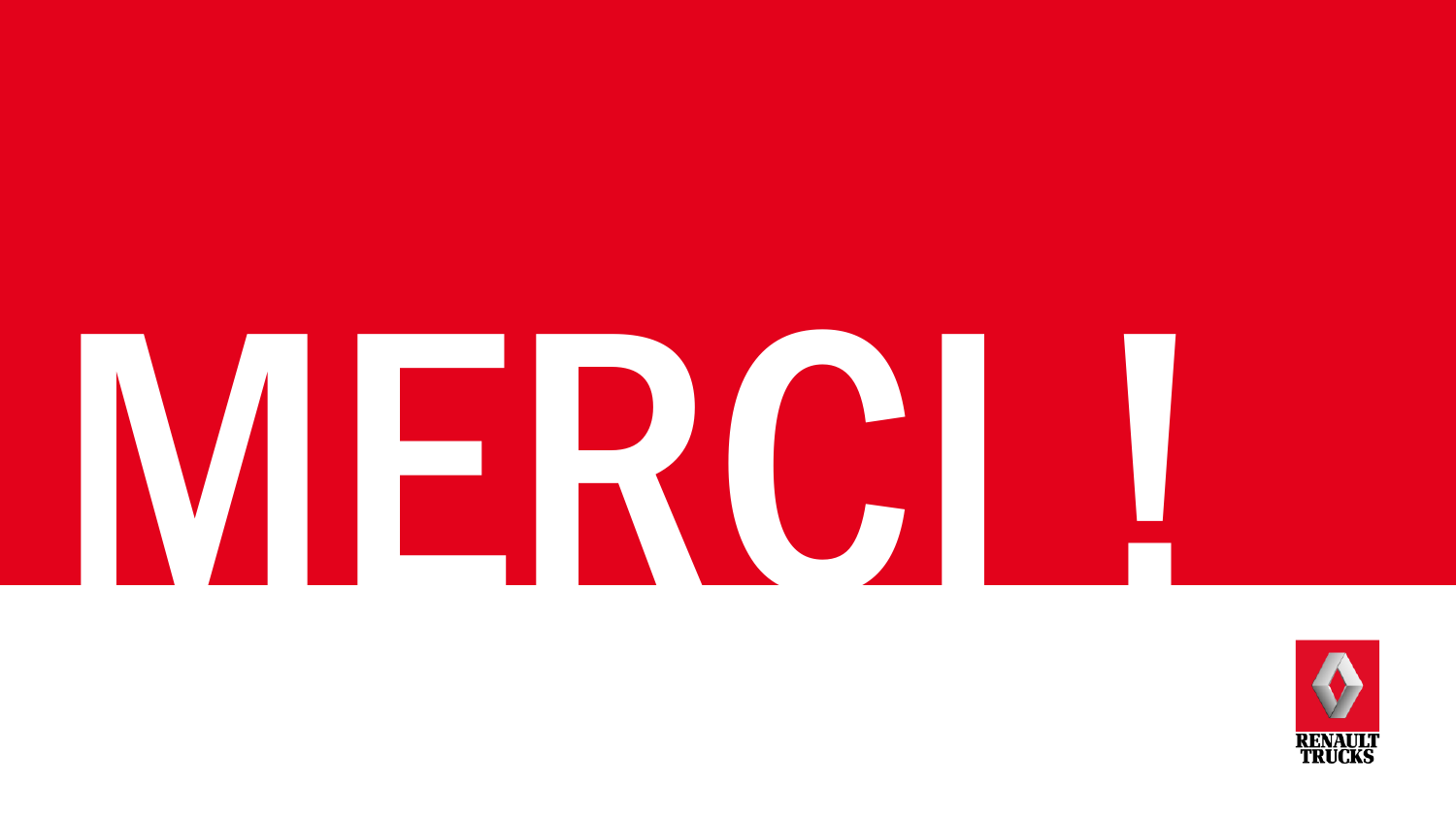# MERCI !

RENAULT TRUCKS